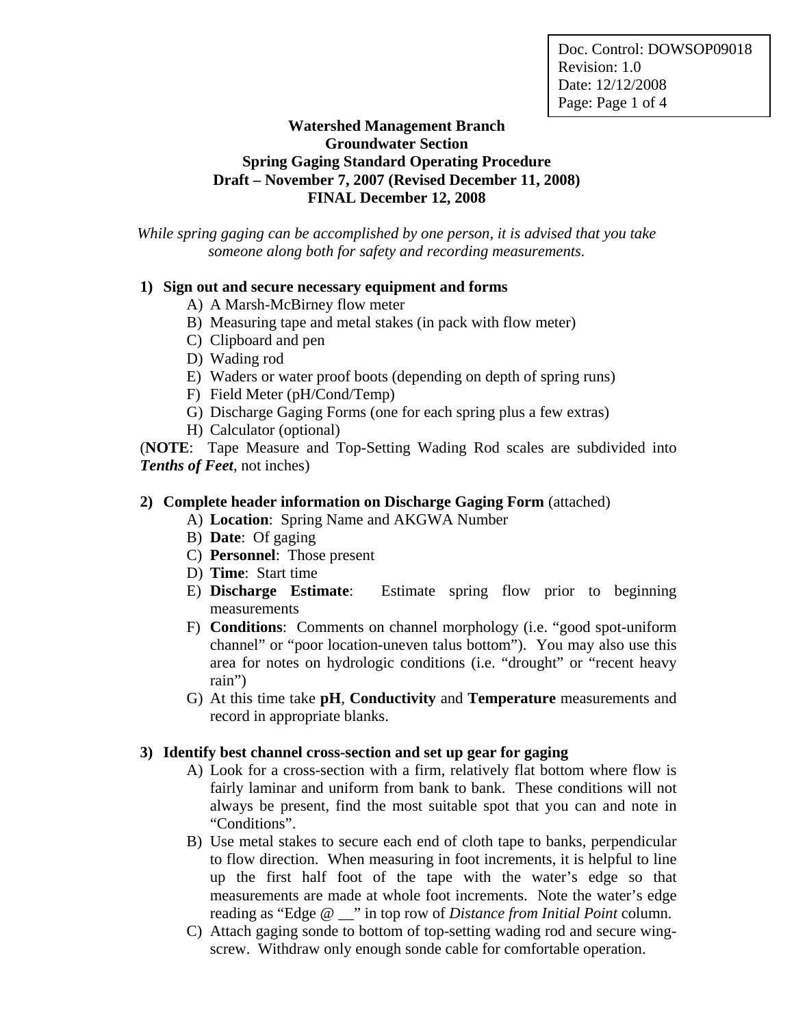Doc. Control: DOWSOP09018
Revision: 1.0
Date: 12/12/2008

# Watershed Management Branch
## Groundwater Section
## Spring Gaging Standard Operating Procedure
### Draft – November 7, 2007 (Revised December 11, 2008)
### FINAL December 12, 2008

*While spring gaging can be accomplished by one person, it is advised that you take someone along both for safety and recording measurements.*

**1) Sign out and secure necessary equipment and forms**

A) A Marsh-McBirney flow meter
B) Measuring tape and metal stakes (in pack with flow meter)
C) Clipboard and pen
D) Wading rod
E) Waders or water proof boots (depending on depth of spring runs)
F) Field Meter (pH/Cond/Temp)
G) Discharge Gaging Forms (one for each spring plus a few extras)
H) Calculator (optional)

(**NOTE**: Tape Measure and Top-Setting Wading Rod scales are subdivided into ***Tenths of Feet***, not inches)

**2) Complete header information on Discharge Gaging Form** (attached)

A) **Location**: Spring Name and AKGWA Number
B) **Date**: Of gaging
C) **Personnel**: Those present
D) **Time**: Start time
E) **Discharge Estimate**: Estimate spring flow prior to beginning measurements
F) **Conditions**: Comments on channel morphology (i.e. "good spot-uniform channel" or "poor location-uneven talus bottom"). You may also use this area for notes on hydrologic conditions (i.e. "drought" or "recent heavy rain")
G) At this time take **pH**, **Conductivity** and **Temperature** measurements and record in appropriate blanks.

**3) Identify best channel cross-section and set up gear for gaging**

A) Look for a cross-section with a firm, relatively flat bottom where flow is fairly laminar and uniform from bank to bank. These conditions will not always be present, find the most suitable spot that you can and note in "Conditions".
B) Use metal stakes to secure each end of cloth tape to banks, perpendicular to flow direction. When measuring in foot increments, it is helpful to line up the first half foot of the tape with the water's edge so that measurements are made at whole foot increments. Note the water's edge reading as "Edge @ __" in top row of *Distance from Initial Point* column.
C) Attach gaging sonde to bottom of top-setting wading rod and secure wing-screw. Withdraw only enough sonde cable for comfortable operation.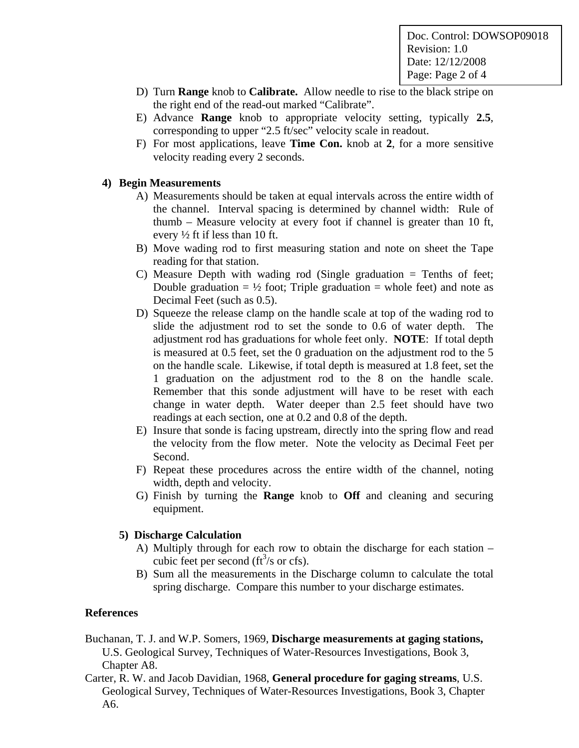D) Turn **Range** knob to **Calibrate.** Allow needle to rise to the black stripe on the right end of the read-out marked “Calibrate”.

E) Advance **Range** knob to appropriate velocity setting, typically **2.5**, corresponding to upper “2.5 ft/sec” velocity scale in readout.

F) For most applications, leave **Time Con.** knob at **2**, for a more sensitive velocity reading every 2 seconds.

### 4) Begin Measurements

A) Measurements should be taken at equal intervals across the entire width of the channel. Interval spacing is determined by channel width: Rule of thumb – Measure velocity at every foot if channel is greater than 10 ft, every ½ ft if less than 10 ft.

B) Move wading rod to first measuring station and note on sheet the Tape reading for that station.

C) Measure Depth with wading rod (Single graduation = Tenths of feet; Double graduation = ½ foot; Triple graduation = whole feet) and note as Decimal Feet (such as 0.5).

D) Squeeze the release clamp on the handle scale at top of the wading rod to slide the adjustment rod to set the sonde to 0.6 of water depth. The adjustment rod has graduations for whole feet only. **NOTE**: If total depth is measured at 0.5 feet, set the 0 graduation on the adjustment rod to the 5 on the handle scale. Likewise, if total depth is measured at 1.8 feet, set the 1 graduation on the adjustment rod to the 8 on the handle scale. Remember that this sonde adjustment will have to be reset with each change in water depth. Water deeper than 2.5 feet should have two readings at each section, one at 0.2 and 0.8 of the depth.

E) Insure that sonde is facing upstream, directly into the spring flow and read the velocity from the flow meter. Note the velocity as Decimal Feet per Second.

F) Repeat these procedures across the entire width of the channel, noting width, depth and velocity.

G) Finish by turning the **Range** knob to **Off** and cleaning and securing equipment.

### 5) Discharge Calculation

A) Multiply through for each row to obtain the discharge for each station – cubic feet per second ($ft^3/s$ or cfs).

B) Sum all the measurements in the Discharge column to calculate the total spring discharge. Compare this number to your discharge estimates.

## References

Buchanan, T. J. and W.P. Somers, 1969, **Discharge measurements at gaging stations,** U.S. Geological Survey, Techniques of Water-Resources Investigations, Book 3, Chapter A8.

Carter, R. W. and Jacob Davidian, 1968, **General procedure for gaging streams**, U.S. Geological Survey, Techniques of Water-Resources Investigations, Book 3, Chapter A6.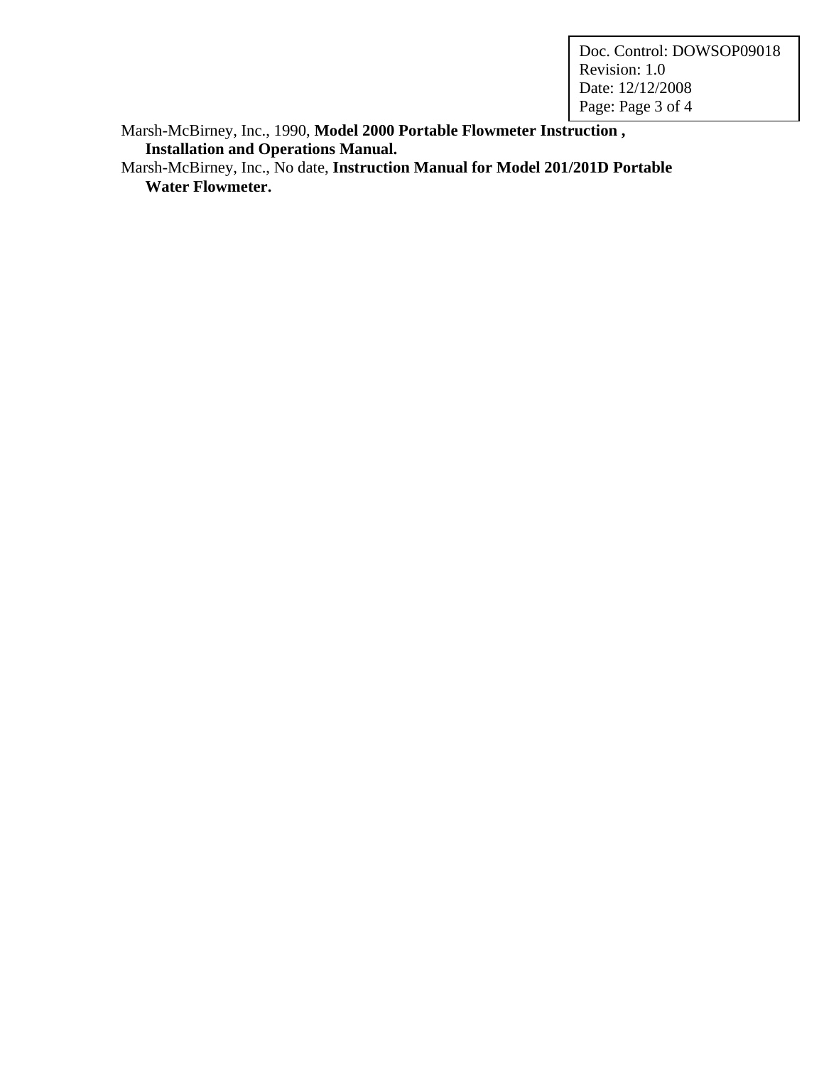Marsh-McBirney, Inc., 1990, **Model 2000 Portable Flowmeter Instruction , Installation and Operations Manual.**

Marsh-McBirney, Inc., No date, **Instruction Manual for Model 201/201D Portable Water Flowmeter.**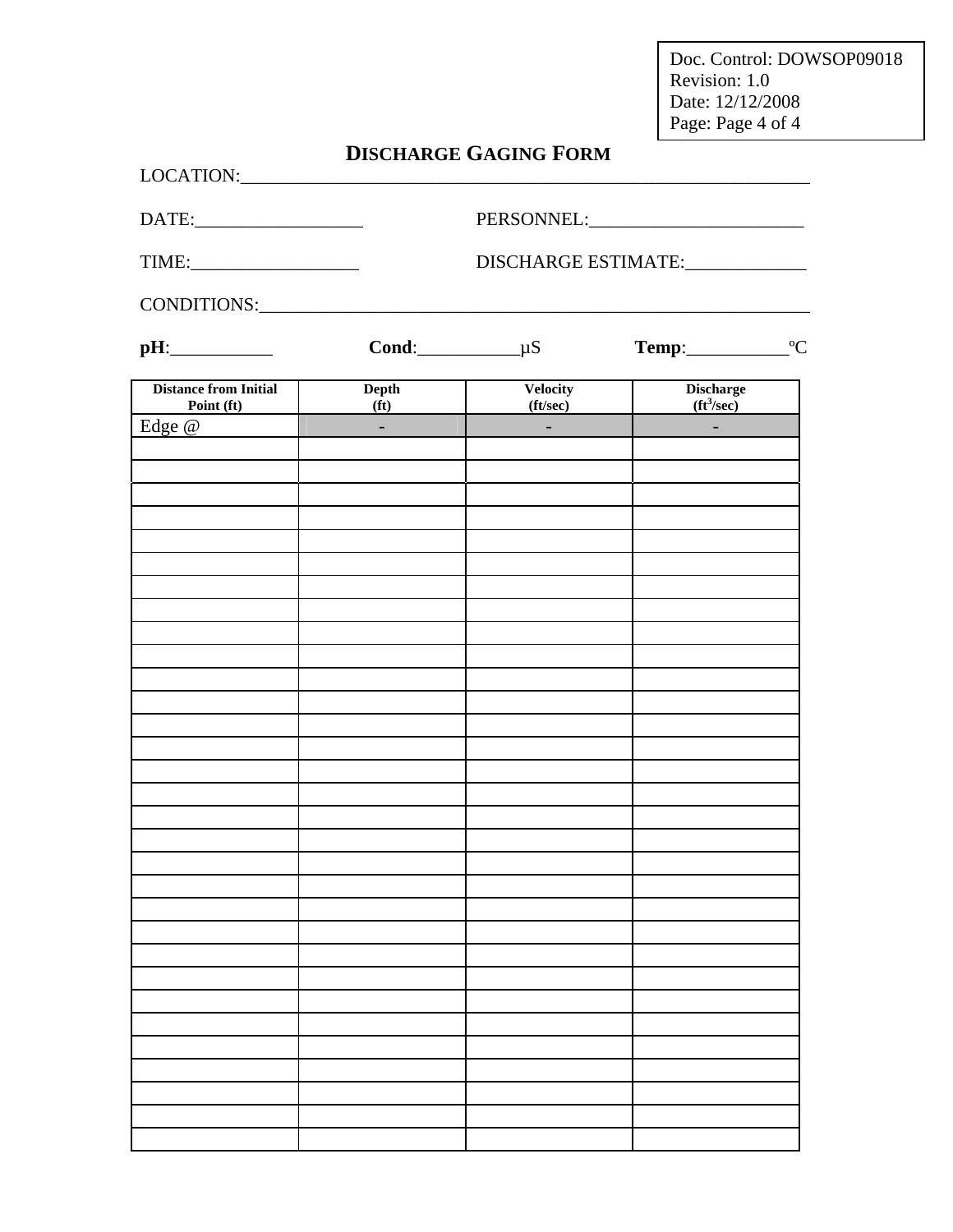Doc. Control: DOWSOP09018
Revision: 1.0
Date: 12/12/2008
Page: Page 4 of 4

# DISCHARGE GAGING FORM

LOCATION:_______________________________________________________________

DATE:__________________ PERSONNEL:_______________________

TIME:__________________ DISCHARGE ESTIMATE:_____________

CONDITIONS:_____________________________________________________________

**pH**:___________ **Cond**:___________µS **Temp**:___________ºC

| Distance from Initial Point (ft) | Depth (ft) | Velocity (ft/sec) | Discharge ($ft^3$/sec) |
|---|---|---|---|
| Edge @ | - | - | - |
| | | | |
| | | | |
| | | | |
| | | | |
| | | | |
| | | | |
| | | | |
| | | | |
| | | | |
| | | | |
| | | | |
| | | | |
| | | | |
| | | | |
| | | | |
| | | | |
| | | | |
| | | | |
| | | | |
| | | | |
| | | | |
| | | | |
| | | | |
| | | | |
| | | | |
| | | | |
| | | | |
| | | | |
| | | | |
| | | | |
| | | | |